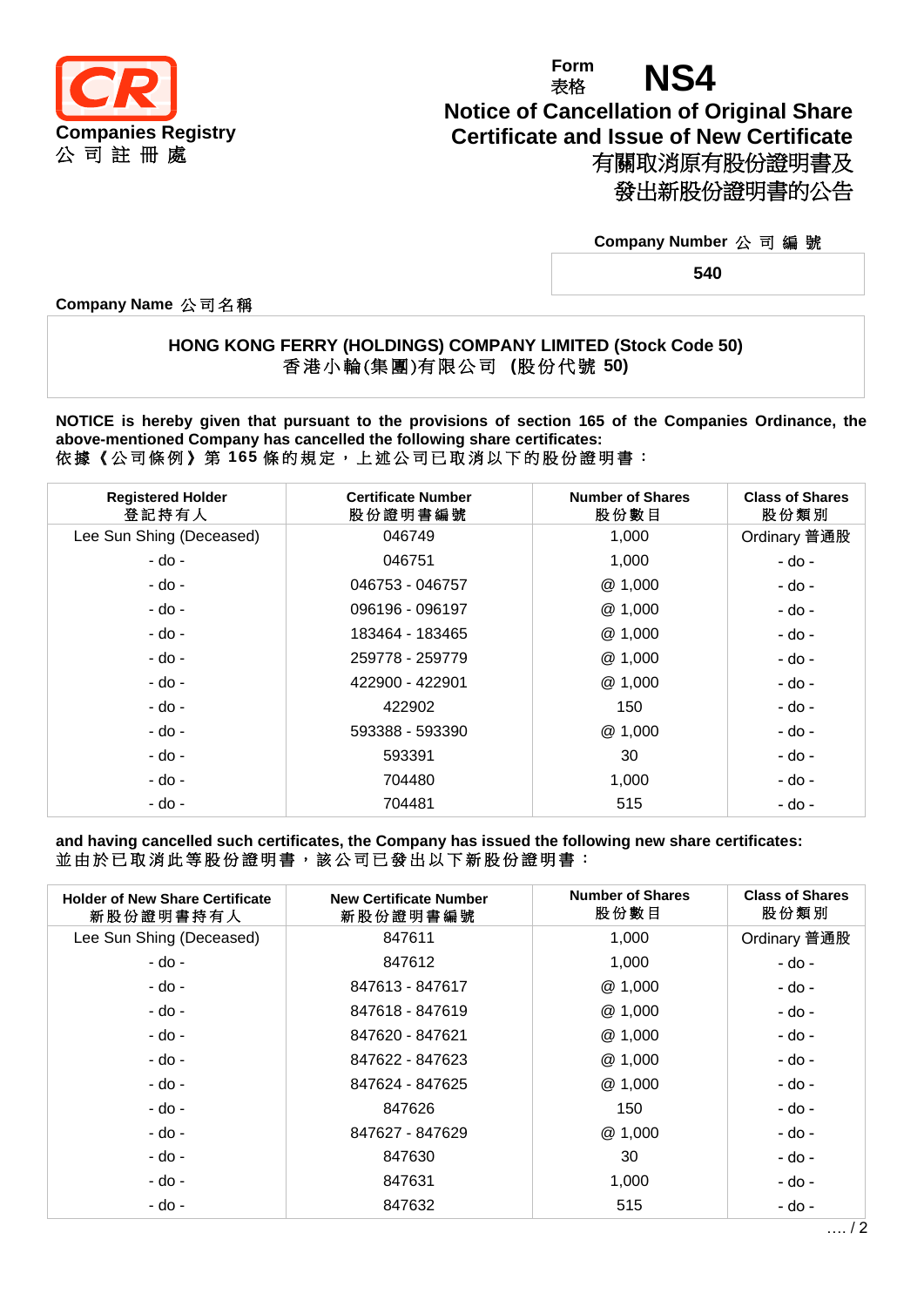**Companies Registry**
公 司 註 冊 處

Form 表格 **NS4**

# Notice of Cancellation of Original Share Certificate and Issue of New Certificate
# 有關取消原有股份證明書及發出新股份證明書的公告

**Company Number 公 司 編 號**

**540**

**Company Name 公司名稱**

**HONG KONG FERRY (HOLDINGS) COMPANY LIMITED (Stock Code 50)**
**香港小輪(集團)有限公司 (股份代號 50)**

**NOTICE is hereby given that pursuant to the provisions of section 165 of the Companies Ordinance, the above-mentioned Company has cancelled the following share certificates:**
依據《公司條例》第 **165** 條的規定，上述公司已取消以下的股份證明書：

| Registered Holder 登記持有人 | Certificate Number 股份證明書編號 | Number of Shares 股份數目 | Class of Shares 股份類別 |
|---|---|---|---|
| Lee Sun Shing (Deceased) | 046749 | 1,000 | Ordinary 普通股 |
| - do - | 046751 | 1,000 | - do - |
| - do - | 046753 - 046757 | @ 1,000 | - do - |
| - do - | 096196 - 096197 | @ 1,000 | - do - |
| - do - | 183464 - 183465 | @ 1,000 | - do - |
| - do - | 259778 - 259779 | @ 1,000 | - do - |
| - do - | 422900 - 422901 | @ 1,000 | - do - |
| - do - | 422902 | 150 | - do - |
| - do - | 593388 - 593390 | @ 1,000 | - do - |
| - do - | 593391 | 30 | - do - |
| - do - | 704480 | 1,000 | - do - |
| - do - | 704481 | 515 | - do - |

**and having cancelled such certificates, the Company has issued the following new share certificates:**
並由於已取消此等股份證明書，該公司已發出以下新股份證明書：

| Holder of New Share Certificate 新股份證明書持有人 | New Certificate Number 新股份證明書編號 | Number of Shares 股份數目 | Class of Shares 股份類別 |
|---|---|---|---|
| Lee Sun Shing (Deceased) | 847611 | 1,000 | Ordinary 普通股 |
| - do - | 847612 | 1,000 | - do - |
| - do - | 847613 - 847617 | @ 1,000 | - do - |
| - do - | 847618 - 847619 | @ 1,000 | - do - |
| - do - | 847620 - 847621 | @ 1,000 | - do - |
| - do - | 847622 - 847623 | @ 1,000 | - do - |
| - do - | 847624 - 847625 | @ 1,000 | - do - |
| - do - | 847626 | 150 | - do - |
| - do - | 847627 - 847629 | @ 1,000 | - do - |
| - do - | 847630 | 30 | - do - |
| - do - | 847631 | 1,000 | - do - |
| - do - | 847632 | 515 | - do - |

…. / 2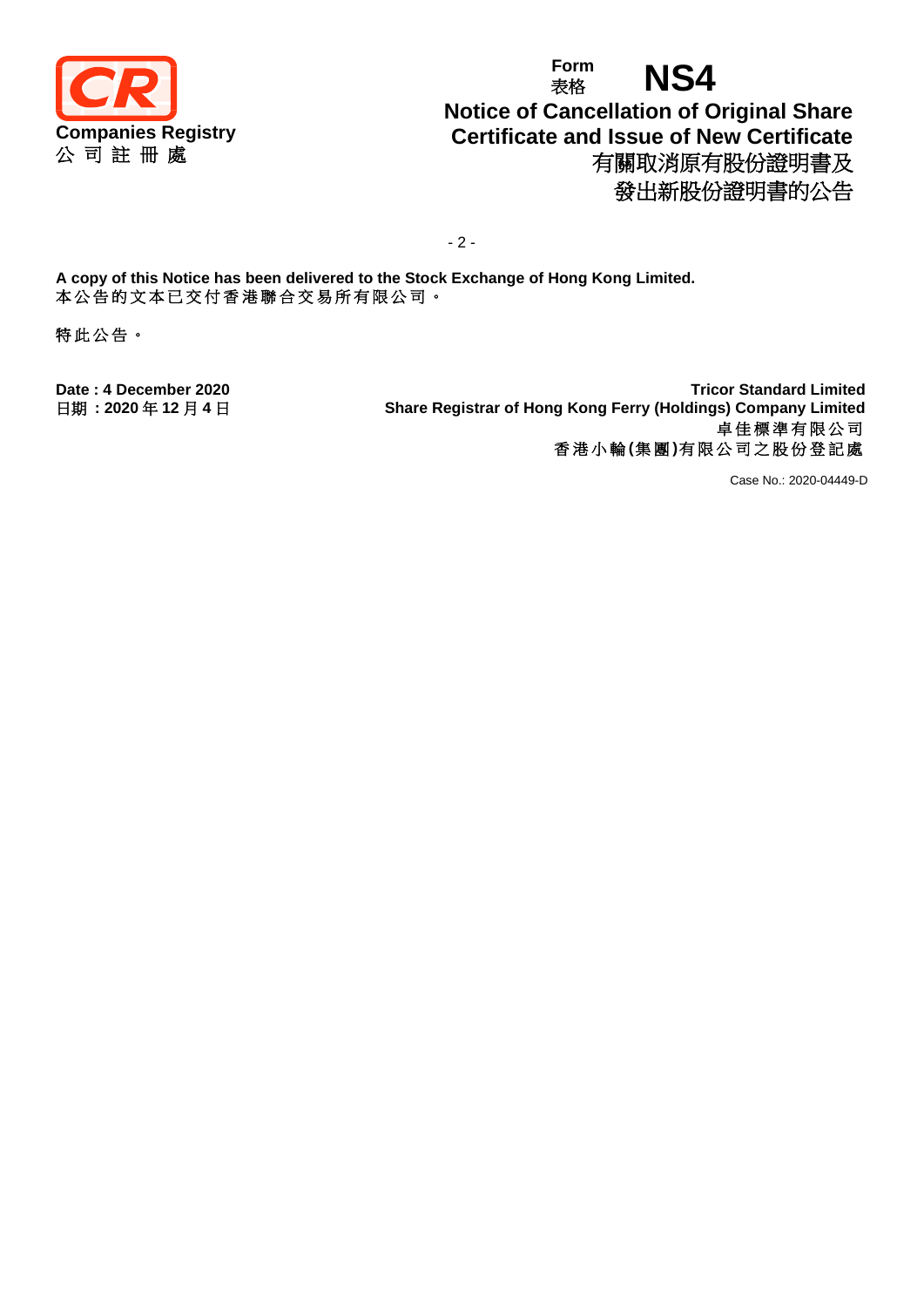**A copy of this Notice has been delivered to the Stock Exchange of Hong Kong Limited.**
本公告的文本已交付香港聯合交易所有限公司。

特此公告。

**Date : 4 December 2020**
日期：**2020** 年 **12** 月 **4** 日

**Tricor Standard Limited**
**Share Registrar of Hong Kong Ferry (Holdings) Company Limited**
卓佳標準有限公司
香港小輪(集團)有限公司之股份登記處

Case No.: 2020-04449-D